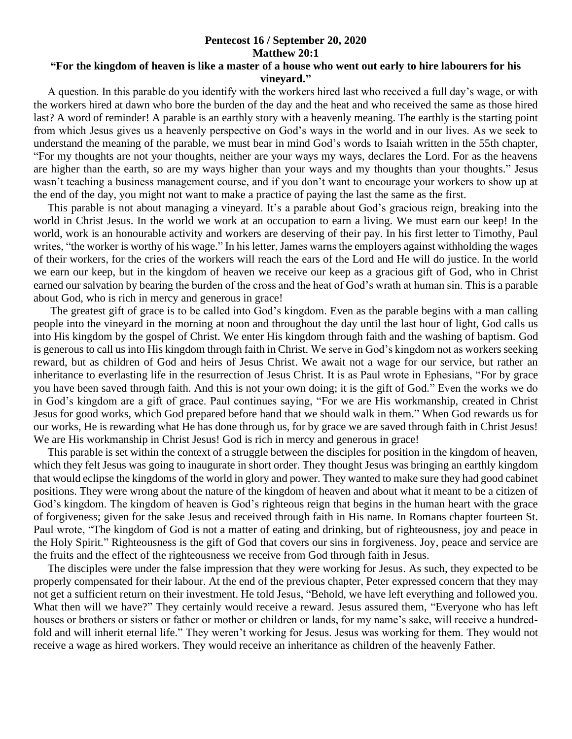**Pentecost 16 / September 20, 2020**

**Matthew 20:1**

**"For the kingdom of heaven is like a master of a house who went out early to hire labourers for his vineyard."**

A question. In this parable do you identify with the workers hired last who received a full day's wage, or with the workers hired at dawn who bore the burden of the day and the heat and who received the same as those hired last? A word of reminder! A parable is an earthly story with a heavenly meaning. The earthly is the starting point from which Jesus gives us a heavenly perspective on God's ways in the world and in our lives. As we seek to understand the meaning of the parable, we must bear in mind God's words to Isaiah written in the 55th chapter, "For my thoughts are not your thoughts, neither are your ways my ways, declares the Lord. For as the heavens are higher than the earth, so are my ways higher than your ways and my thoughts than your thoughts." Jesus wasn't teaching a business management course, and if you don't want to encourage your workers to show up at the end of the day, you might not want to make a practice of paying the last the same as the first.

This parable is not about managing a vineyard. It's a parable about God's gracious reign, breaking into the world in Christ Jesus. In the world we work at an occupation to earn a living. We must earn our keep! In the world, work is an honourable activity and workers are deserving of their pay. In his first letter to Timothy, Paul writes, "the worker is worthy of his wage." In his letter, James warns the employers against withholding the wages of their workers, for the cries of the workers will reach the ears of the Lord and He will do justice. In the world we earn our keep, but in the kingdom of heaven we receive our keep as a gracious gift of God, who in Christ earned our salvation by bearing the burden of the cross and the heat of God's wrath at human sin. This is a parable about God, who is rich in mercy and generous in grace!

The greatest gift of grace is to be called into God's kingdom. Even as the parable begins with a man calling people into the vineyard in the morning at noon and throughout the day until the last hour of light, God calls us into His kingdom by the gospel of Christ. We enter His kingdom through faith and the washing of baptism. God is generous to call us into His kingdom through faith in Christ. We serve in God's kingdom not as workers seeking reward, but as children of God and heirs of Jesus Christ. We await not a wage for our service, but rather an inheritance to everlasting life in the resurrection of Jesus Christ. It is as Paul wrote in Ephesians, "For by grace you have been saved through faith. And this is not your own doing; it is the gift of God." Even the works we do in God's kingdom are a gift of grace. Paul continues saying, "For we are His workmanship, created in Christ Jesus for good works, which God prepared before hand that we should walk in them." When God rewards us for our works, He is rewarding what He has done through us, for by grace we are saved through faith in Christ Jesus! We are His workmanship in Christ Jesus! God is rich in mercy and generous in grace!

This parable is set within the context of a struggle between the disciples for position in the kingdom of heaven, which they felt Jesus was going to inaugurate in short order. They thought Jesus was bringing an earthly kingdom that would eclipse the kingdoms of the world in glory and power. They wanted to make sure they had good cabinet positions. They were wrong about the nature of the kingdom of heaven and about what it meant to be a citizen of God's kingdom. The kingdom of heaven is God's righteous reign that begins in the human heart with the grace of forgiveness; given for the sake Jesus and received through faith in His name. In Romans chapter fourteen St. Paul wrote, "The kingdom of God is not a matter of eating and drinking, but of righteousness, joy and peace in the Holy Spirit." Righteousness is the gift of God that covers our sins in forgiveness. Joy, peace and service are the fruits and the effect of the righteousness we receive from God through faith in Jesus.

The disciples were under the false impression that they were working for Jesus. As such, they expected to be properly compensated for their labour. At the end of the previous chapter, Peter expressed concern that they may not get a sufficient return on their investment. He told Jesus, "Behold, we have left everything and followed you. What then will we have?" They certainly would receive a reward. Jesus assured them, "Everyone who has left houses or brothers or sisters or father or mother or children or lands, for my name's sake, will receive a hundred-fold and will inherit eternal life." They weren't working for Jesus. Jesus was working for them. They would not receive a wage as hired workers. They would receive an inheritance as children of the heavenly Father.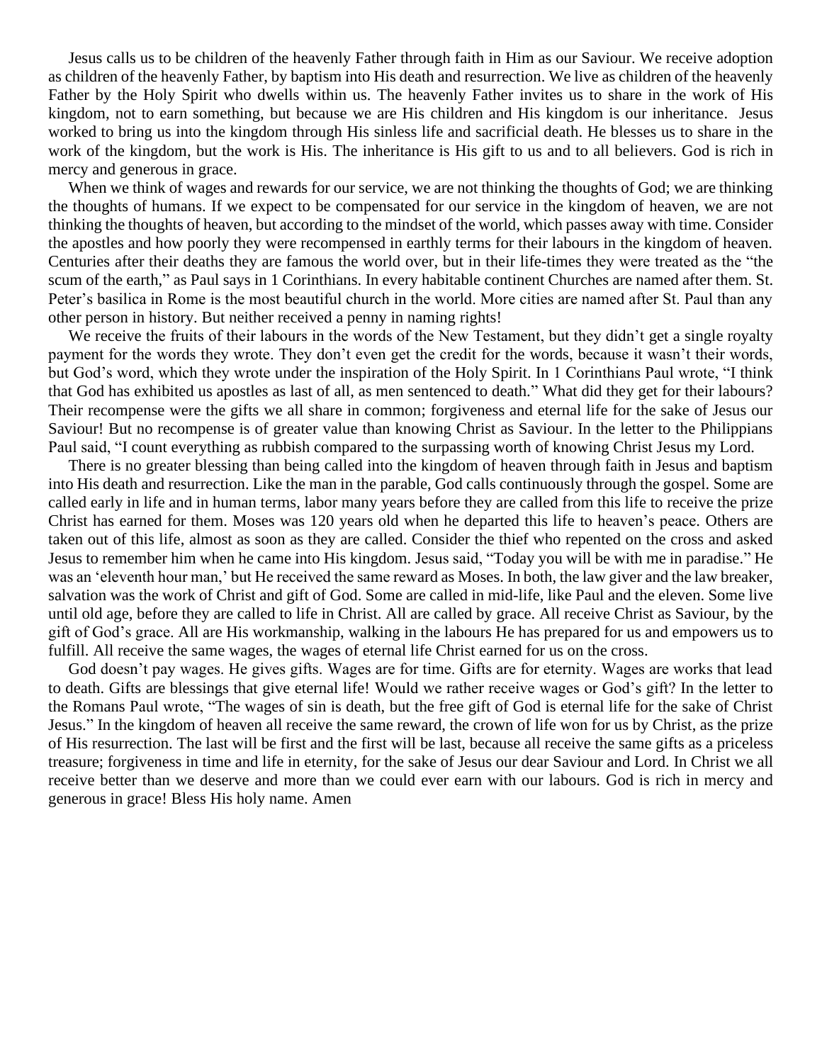Jesus calls us to be children of the heavenly Father through faith in Him as our Saviour. We receive adoption as children of the heavenly Father, by baptism into His death and resurrection. We live as children of the heavenly Father by the Holy Spirit who dwells within us. The heavenly Father invites us to share in the work of His kingdom, not to earn something, but because we are His children and His kingdom is our inheritance. Jesus worked to bring us into the kingdom through His sinless life and sacrificial death. He blesses us to share in the work of the kingdom, but the work is His. The inheritance is His gift to us and to all believers. God is rich in mercy and generous in grace.

When we think of wages and rewards for our service, we are not thinking the thoughts of God; we are thinking the thoughts of humans. If we expect to be compensated for our service in the kingdom of heaven, we are not thinking the thoughts of heaven, but according to the mindset of the world, which passes away with time. Consider the apostles and how poorly they were recompensed in earthly terms for their labours in the kingdom of heaven. Centuries after their deaths they are famous the world over, but in their life-times they were treated as the "the scum of the earth," as Paul says in 1 Corinthians. In every habitable continent Churches are named after them. St. Peter's basilica in Rome is the most beautiful church in the world. More cities are named after St. Paul than any other person in history. But neither received a penny in naming rights!

We receive the fruits of their labours in the words of the New Testament, but they didn't get a single royalty payment for the words they wrote. They don't even get the credit for the words, because it wasn't their words, but God's word, which they wrote under the inspiration of the Holy Spirit. In 1 Corinthians Paul wrote, "I think that God has exhibited us apostles as last of all, as men sentenced to death." What did they get for their labours? Their recompense were the gifts we all share in common; forgiveness and eternal life for the sake of Jesus our Saviour! But no recompense is of greater value than knowing Christ as Saviour. In the letter to the Philippians Paul said, "I count everything as rubbish compared to the surpassing worth of knowing Christ Jesus my Lord.

There is no greater blessing than being called into the kingdom of heaven through faith in Jesus and baptism into His death and resurrection. Like the man in the parable, God calls continuously through the gospel. Some are called early in life and in human terms, labor many years before they are called from this life to receive the prize Christ has earned for them. Moses was 120 years old when he departed this life to heaven's peace. Others are taken out of this life, almost as soon as they are called. Consider the thief who repented on the cross and asked Jesus to remember him when he came into His kingdom. Jesus said, "Today you will be with me in paradise." He was an 'eleventh hour man,' but He received the same reward as Moses. In both, the law giver and the law breaker, salvation was the work of Christ and gift of God. Some are called in mid-life, like Paul and the eleven. Some live until old age, before they are called to life in Christ. All are called by grace. All receive Christ as Saviour, by the gift of God's grace. All are His workmanship, walking in the labours He has prepared for us and empowers us to fulfill. All receive the same wages, the wages of eternal life Christ earned for us on the cross.

God doesn't pay wages. He gives gifts. Wages are for time. Gifts are for eternity. Wages are works that lead to death. Gifts are blessings that give eternal life! Would we rather receive wages or God's gift? In the letter to the Romans Paul wrote, "The wages of sin is death, but the free gift of God is eternal life for the sake of Christ Jesus." In the kingdom of heaven all receive the same reward, the crown of life won for us by Christ, as the prize of His resurrection. The last will be first and the first will be last, because all receive the same gifts as a priceless treasure; forgiveness in time and life in eternity, for the sake of Jesus our dear Saviour and Lord. In Christ we all receive better than we deserve and more than we could ever earn with our labours. God is rich in mercy and generous in grace! Bless His holy name. Amen